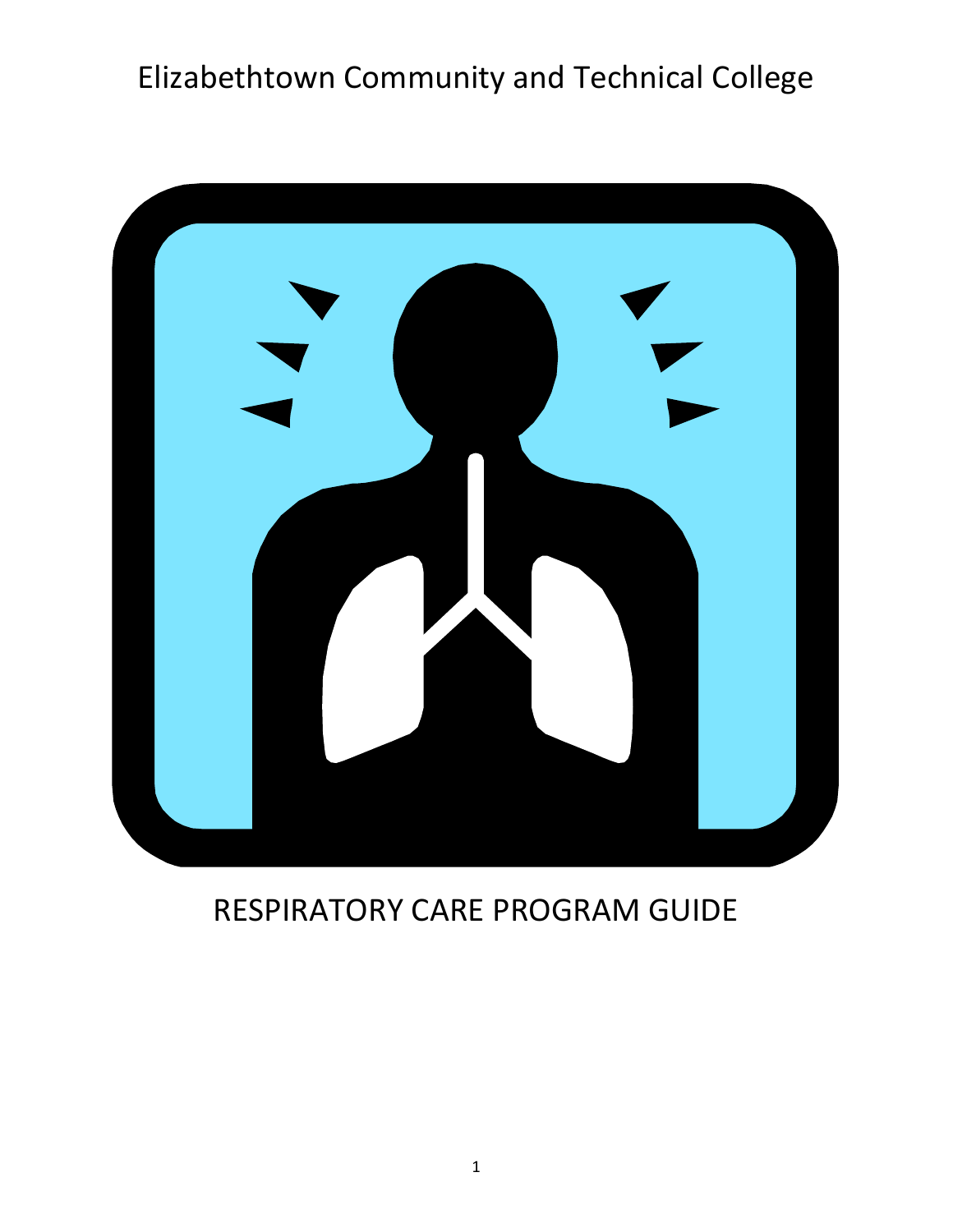# Elizabethtown Community and Technical College

# RESPIRATORY CARE PROGRAM GUIDE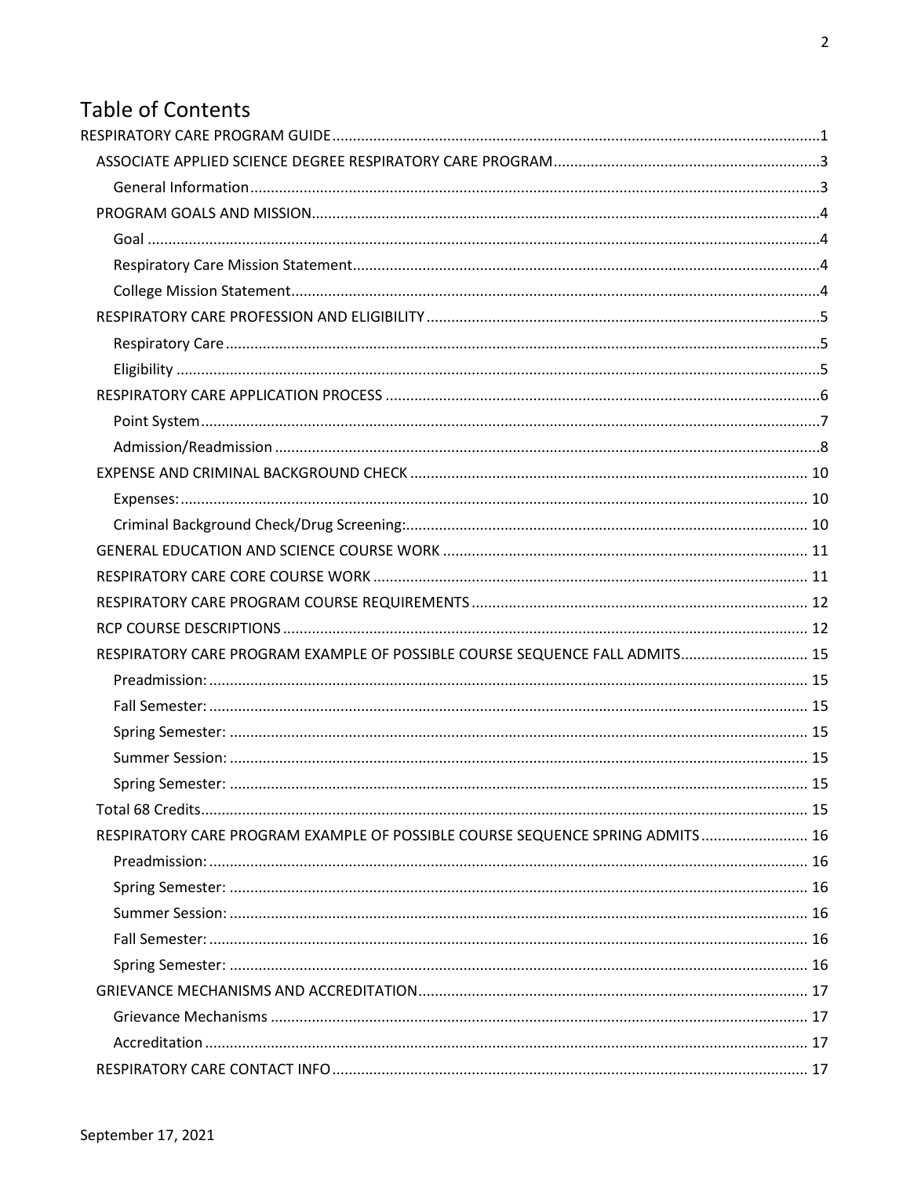# Table of Contents

- RESPIRATORY CARE PROGRAM GUIDE ..... 1
  - ASSOCIATE APPLIED SCIENCE DEGREE RESPIRATORY CARE PROGRAM ..... 3
    - General Information ..... 3
  - PROGRAM GOALS AND MISSION ..... 4
    - Goal ..... 4
    - Respiratory Care Mission Statement ..... 4
    - College Mission Statement ..... 4
  - RESPIRATORY CARE PROFESSION AND ELIGIBILITY ..... 5
    - Respiratory Care ..... 5
    - Eligibility ..... 5
  - RESPIRATORY CARE APPLICATION PROCESS ..... 6
    - Point System ..... 7
    - Admission/Readmission ..... 8
  - EXPENSE AND CRIMINAL BACKGROUND CHECK ..... 10
    - Expenses: ..... 10
    - Criminal Background Check/Drug Screening: ..... 10
  - GENERAL EDUCATION AND SCIENCE COURSE WORK ..... 11
  - RESPIRATORY CARE CORE COURSE WORK ..... 11
  - RESPIRATORY CARE PROGRAM COURSE REQUIREMENTS ..... 12
  - RCP COURSE DESCRIPTIONS ..... 12
  - RESPIRATORY CARE PROGRAM EXAMPLE OF POSSIBLE COURSE SEQUENCE FALL ADMITS ..... 15
    - Preadmission: ..... 15
    - Fall Semester: ..... 15
    - Spring Semester: ..... 15
    - Summer Session: ..... 15
    - Spring Semester: ..... 15
  - Total 68 Credits ..... 15
  - RESPIRATORY CARE PROGRAM EXAMPLE OF POSSIBLE COURSE SEQUENCE SPRING ADMITS ..... 16
    - Preadmission: ..... 16
    - Spring Semester: ..... 16
    - Summer Session: ..... 16
    - Fall Semester: ..... 16
    - Spring Semester: ..... 16
  - GRIEVANCE MECHANISMS AND ACCREDITATION ..... 17
    - Grievance Mechanisms ..... 17
    - Accreditation ..... 17
  - RESPIRATORY CARE CONTACT INFO ..... 17

September 17, 2021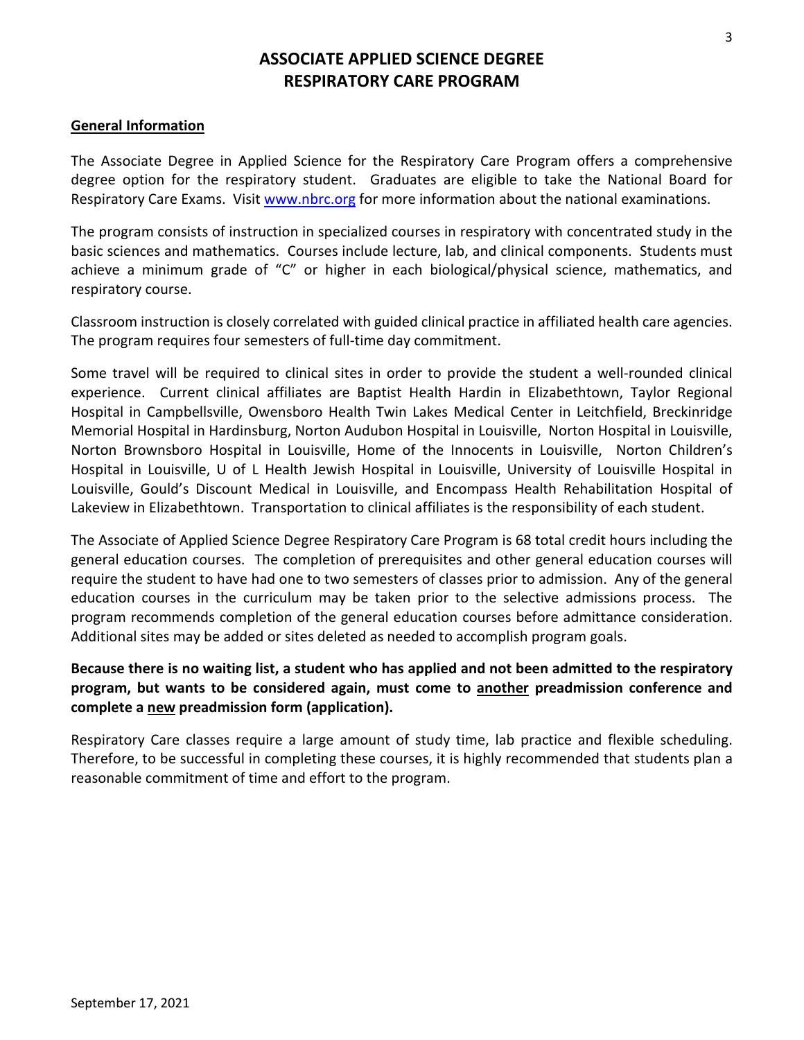# ASSOCIATE APPLIED SCIENCE DEGREE RESPIRATORY CARE PROGRAM

## General Information

The Associate Degree in Applied Science for the Respiratory Care Program offers a comprehensive degree option for the respiratory student. Graduates are eligible to take the National Board for Respiratory Care Exams. Visit www.nbrc.org for more information about the national examinations.

The program consists of instruction in specialized courses in respiratory with concentrated study in the basic sciences and mathematics. Courses include lecture, lab, and clinical components. Students must achieve a minimum grade of "C" or higher in each biological/physical science, mathematics, and respiratory course.

Classroom instruction is closely correlated with guided clinical practice in affiliated health care agencies. The program requires four semesters of full-time day commitment.

Some travel will be required to clinical sites in order to provide the student a well-rounded clinical experience. Current clinical affiliates are Baptist Health Hardin in Elizabethtown, Taylor Regional Hospital in Campbellsville, Owensboro Health Twin Lakes Medical Center in Leitchfield, Breckinridge Memorial Hospital in Hardinsburg, Norton Audubon Hospital in Louisville, Norton Hospital in Louisville, Norton Brownsboro Hospital in Louisville, Home of the Innocents in Louisville, Norton Children's Hospital in Louisville, U of L Health Jewish Hospital in Louisville, University of Louisville Hospital in Louisville, Gould's Discount Medical in Louisville, and Encompass Health Rehabilitation Hospital of Lakeview in Elizabethtown. Transportation to clinical affiliates is the responsibility of each student.

The Associate of Applied Science Degree Respiratory Care Program is 68 total credit hours including the general education courses. The completion of prerequisites and other general education courses will require the student to have had one to two semesters of classes prior to admission. Any of the general education courses in the curriculum may be taken prior to the selective admissions process. The program recommends completion of the general education courses before admittance consideration. Additional sites may be added or sites deleted as needed to accomplish program goals.

**Because there is no waiting list, a student who has applied and not been admitted to the respiratory program, but wants to be considered again, must come to another preadmission conference and complete a new preadmission form (application).**

Respiratory Care classes require a large amount of study time, lab practice and flexible scheduling. Therefore, to be successful in completing these courses, it is highly recommended that students plan a reasonable commitment of time and effort to the program.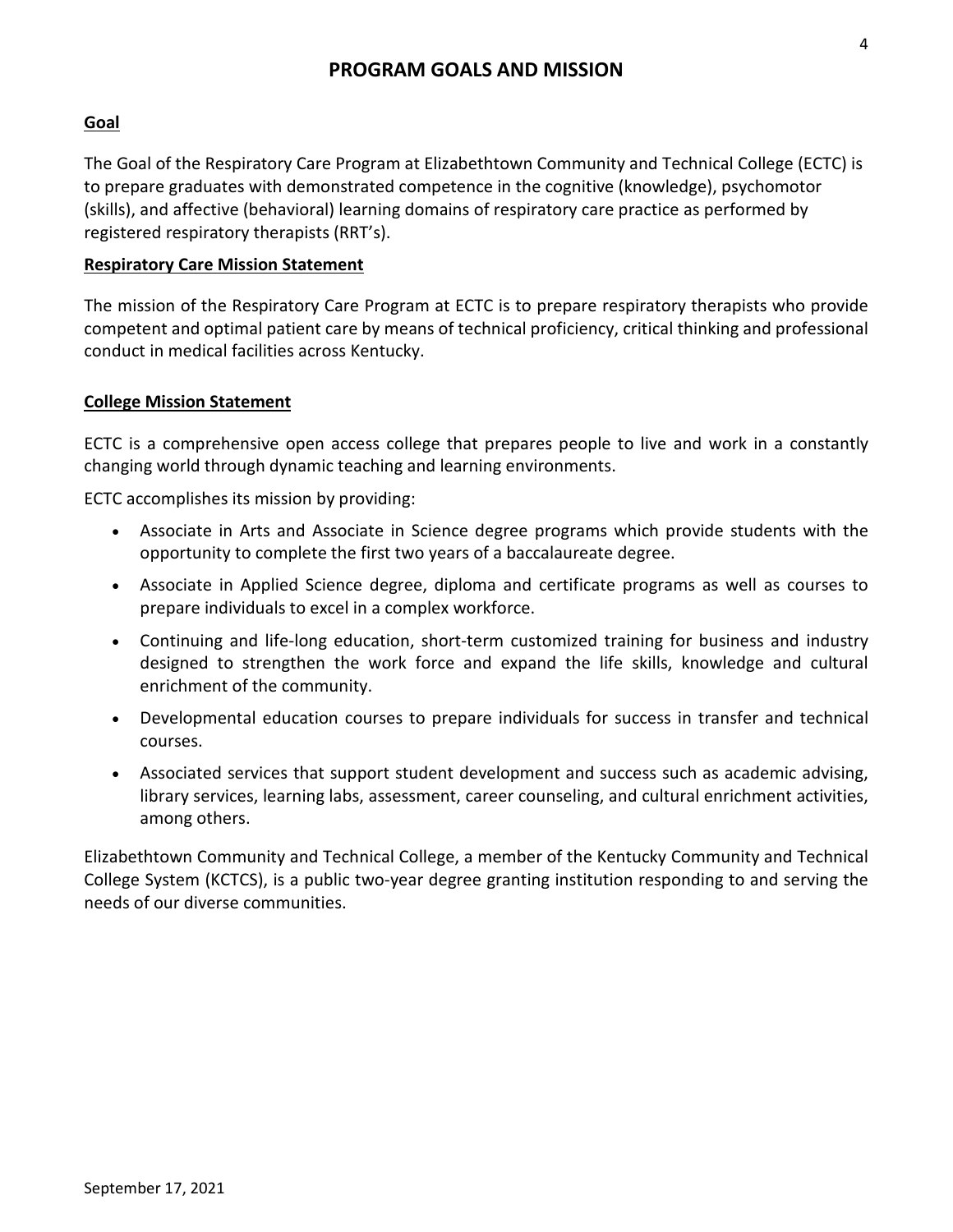# PROGRAM GOALS AND MISSION

**Goal**

The Goal of the Respiratory Care Program at Elizabethtown Community and Technical College (ECTC) is to prepare graduates with demonstrated competence in the cognitive (knowledge), psychomotor (skills), and affective (behavioral) learning domains of respiratory care practice as performed by registered respiratory therapists (RRT's).

**Respiratory Care Mission Statement**

The mission of the Respiratory Care Program at ECTC is to prepare respiratory therapists who provide competent and optimal patient care by means of technical proficiency, critical thinking and professional conduct in medical facilities across Kentucky.

**College Mission Statement**

ECTC is a comprehensive open access college that prepares people to live and work in a constantly changing world through dynamic teaching and learning environments.

ECTC accomplishes its mission by providing:

- Associate in Arts and Associate in Science degree programs which provide students with the opportunity to complete the first two years of a baccalaureate degree.
- Associate in Applied Science degree, diploma and certificate programs as well as courses to prepare individuals to excel in a complex workforce.
- Continuing and life-long education, short-term customized training for business and industry designed to strengthen the work force and expand the life skills, knowledge and cultural enrichment of the community.
- Developmental education courses to prepare individuals for success in transfer and technical courses.
- Associated services that support student development and success such as academic advising, library services, learning labs, assessment, career counseling, and cultural enrichment activities, among others.

Elizabethtown Community and Technical College, a member of the Kentucky Community and Technical College System (KCTCS), is a public two-year degree granting institution responding to and serving the needs of our diverse communities.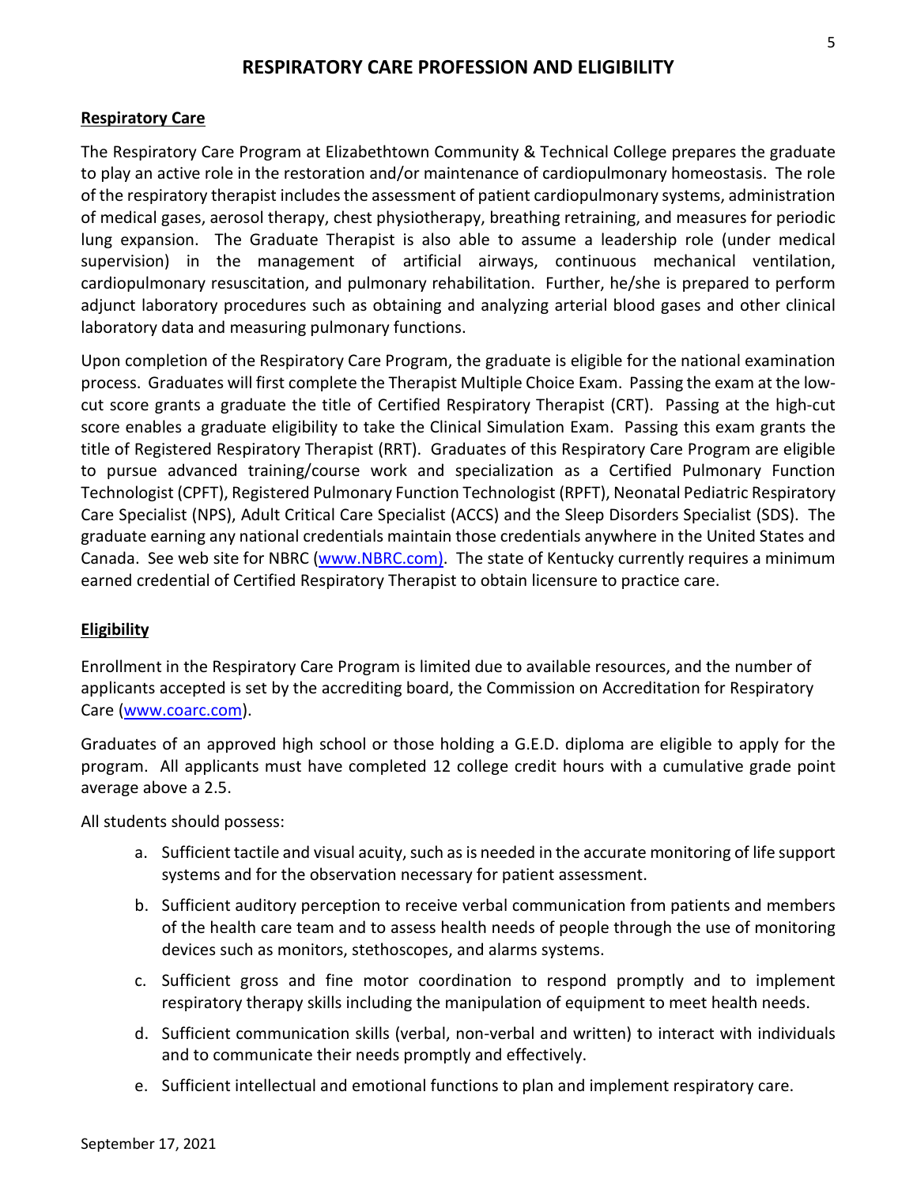# RESPIRATORY CARE PROFESSION AND ELIGIBILITY

## Respiratory Care

The Respiratory Care Program at Elizabethtown Community & Technical College prepares the graduate to play an active role in the restoration and/or maintenance of cardiopulmonary homeostasis. The role of the respiratory therapist includes the assessment of patient cardiopulmonary systems, administration of medical gases, aerosol therapy, chest physiotherapy, breathing retraining, and measures for periodic lung expansion. The Graduate Therapist is also able to assume a leadership role (under medical supervision) in the management of artificial airways, continuous mechanical ventilation, cardiopulmonary resuscitation, and pulmonary rehabilitation. Further, he/she is prepared to perform adjunct laboratory procedures such as obtaining and analyzing arterial blood gases and other clinical laboratory data and measuring pulmonary functions.

Upon completion of the Respiratory Care Program, the graduate is eligible for the national examination process. Graduates will first complete the Therapist Multiple Choice Exam. Passing the exam at the low-cut score grants a graduate the title of Certified Respiratory Therapist (CRT). Passing at the high-cut score enables a graduate eligibility to take the Clinical Simulation Exam. Passing this exam grants the title of Registered Respiratory Therapist (RRT). Graduates of this Respiratory Care Program are eligible to pursue advanced training/course work and specialization as a Certified Pulmonary Function Technologist (CPFT), Registered Pulmonary Function Technologist (RPFT), Neonatal Pediatric Respiratory Care Specialist (NPS), Adult Critical Care Specialist (ACCS) and the Sleep Disorders Specialist (SDS). The graduate earning any national credentials maintain those credentials anywhere in the United States and Canada. See web site for NBRC (www.NBRC.com). The state of Kentucky currently requires a minimum earned credential of Certified Respiratory Therapist to obtain licensure to practice care.

## Eligibility

Enrollment in the Respiratory Care Program is limited due to available resources, and the number of applicants accepted is set by the accrediting board, the Commission on Accreditation for Respiratory Care (www.coarc.com).

Graduates of an approved high school or those holding a G.E.D. diploma are eligible to apply for the program. All applicants must have completed 12 college credit hours with a cumulative grade point average above a 2.5.

All students should possess:

a. Sufficient tactile and visual acuity, such as is needed in the accurate monitoring of life support systems and for the observation necessary for patient assessment.

b. Sufficient auditory perception to receive verbal communication from patients and members of the health care team and to assess health needs of people through the use of monitoring devices such as monitors, stethoscopes, and alarms systems.

c. Sufficient gross and fine motor coordination to respond promptly and to implement respiratory therapy skills including the manipulation of equipment to meet health needs.

d. Sufficient communication skills (verbal, non-verbal and written) to interact with individuals and to communicate their needs promptly and effectively.

e. Sufficient intellectual and emotional functions to plan and implement respiratory care.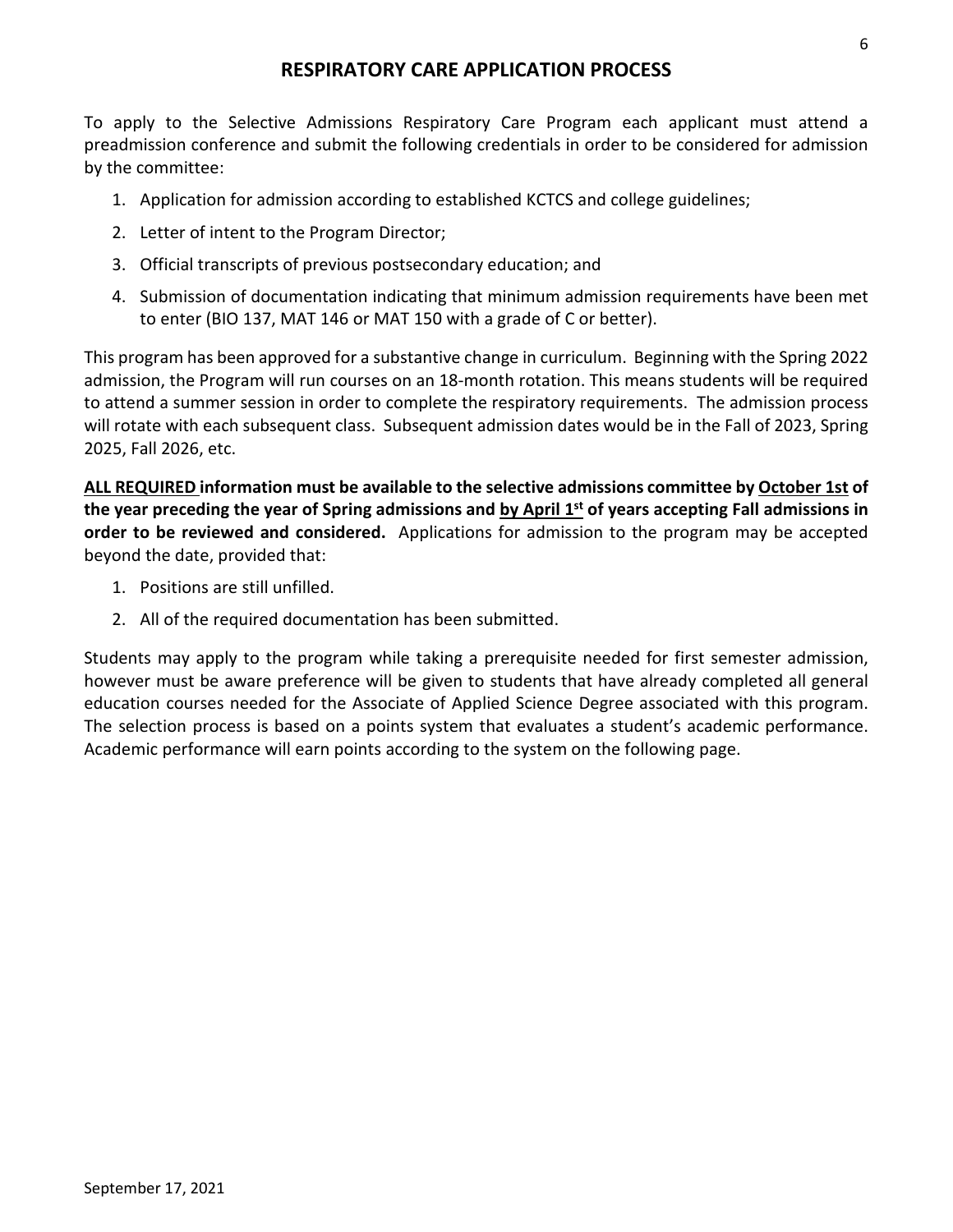# RESPIRATORY CARE APPLICATION PROCESS

To apply to the Selective Admissions Respiratory Care Program each applicant must attend a preadmission conference and submit the following credentials in order to be considered for admission by the committee:

1. Application for admission according to established KCTCS and college guidelines;
2. Letter of intent to the Program Director;
3. Official transcripts of previous postsecondary education; and
4. Submission of documentation indicating that minimum admission requirements have been met to enter (BIO 137, MAT 146 or MAT 150 with a grade of C or better).

This program has been approved for a substantive change in curriculum. Beginning with the Spring 2022 admission, the Program will run courses on an 18-month rotation. This means students will be required to attend a summer session in order to complete the respiratory requirements. The admission process will rotate with each subsequent class. Subsequent admission dates would be in the Fall of 2023, Spring 2025, Fall 2026, etc.

**<u>ALL REQUIRED</u> information must be available to the selective admissions committee by <u>October 1st</u> of the year preceding the year of Spring admissions and <u>by April 1st</u> of years accepting Fall admissions in order to be reviewed and considered.** Applications for admission to the program may be accepted beyond the date, provided that:

1. Positions are still unfilled.
2. All of the required documentation has been submitted.

Students may apply to the program while taking a prerequisite needed for first semester admission, however must be aware preference will be given to students that have already completed all general education courses needed for the Associate of Applied Science Degree associated with this program. The selection process is based on a points system that evaluates a student's academic performance. Academic performance will earn points according to the system on the following page.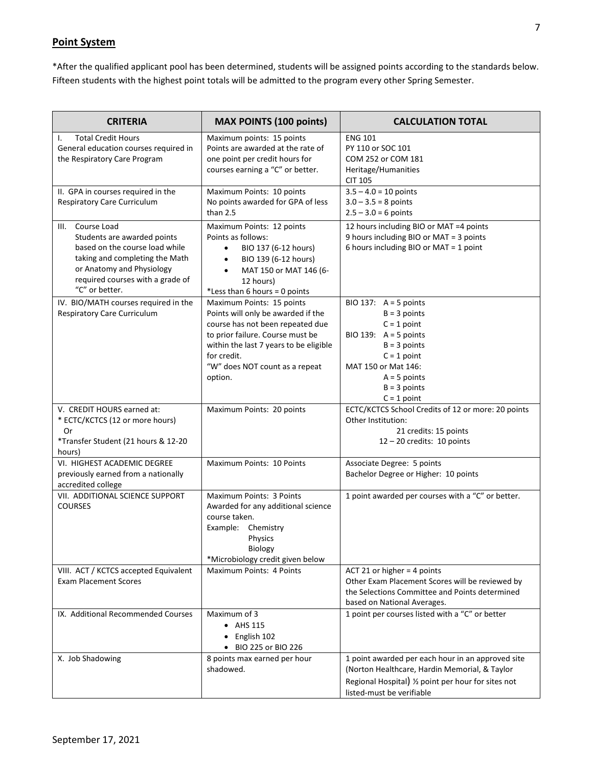## **Point System**

*After the qualified applicant pool has been determined, students will be assigned points according to the standards below. Fifteen students with the highest point totals will be admitted to the program every other Spring Semester.

| CRITERIA | MAX POINTS (100 points) | CALCULATION TOTAL |
|---|---|---|
| I. Total Credit Hours<br>General education courses required in the Respiratory Care Program | Maximum points: 15 points<br>Points are awarded at the rate of one point per credit hours for courses earning a "C" or better. | ENG 101<br>PY 110 or SOC 101<br>COM 252 or COM 181<br>Heritage/Humanities<br>CIT 105 |
| II. GPA in courses required in the Respiratory Care Curriculum | Maximum Points: 10 points<br>No points awarded for GPA of less than 2.5 | 3.5 – 4.0 = 10 points<br>3.0 – 3.5 = 8 points<br>2.5 – 3.0 = 6 points |
| III. Course Load<br>Students are awarded points based on the course load while taking and completing the Math or Anatomy and Physiology required courses with a grade of "C" or better. | Maximum Points: 12 points<br>Points as follows:<br>• BIO 137 (6-12 hours)<br>• BIO 139 (6-12 hours)<br>• MAT 150 or MAT 146 (6-12 hours)<br>*Less than 6 hours = 0 points | 12 hours including BIO or MAT =4 points<br>9 hours including BIO or MAT = 3 points<br>6 hours including BIO or MAT = 1 point |
| IV. BIO/MATH courses required in the Respiratory Care Curriculum | Maximum Points: 15 points<br>Points will only be awarded if the course has not been repeated due to prior failure. Course must be within the last 7 years to be eligible for credit.<br>"W" does NOT count as a repeat option. | BIO 137: A = 5 points<br>B = 3 points<br>C = 1 point<br>BIO 139: A = 5 points<br>B = 3 points<br>C = 1 point<br>MAT 150 or Mat 146:<br>A = 5 points<br>B = 3 points<br>C = 1 point |
| V. CREDIT HOURS earned at:<br>* ECTC/KCTCS (12 or more hours)<br>Or<br>*Transfer Student (21 hours & 12-20 hours) | Maximum Points: 20 points | ECTC/KCTCS School Credits of 12 or more: 20 points<br>Other Institution:<br>21 credits: 15 points<br>12 – 20 credits: 10 points |
| VI. HIGHEST ACADEMIC DEGREE previously earned from a nationally accredited college | Maximum Points: 10 Points | Associate Degree: 5 points<br>Bachelor Degree or Higher: 10 points |
| VII. ADDITIONAL SCIENCE SUPPORT COURSES | Maximum Points: 3 Points<br>Awarded for any additional science course taken.<br>Example: Chemistry<br>Physics<br>Biology<br>*Microbiology credit given below | 1 point awarded per courses with a "C" or better. |
| VIII. ACT / KCTCS accepted Equivalent Exam Placement Scores | Maximum Points: 4 Points | ACT 21 or higher = 4 points<br>Other Exam Placement Scores will be reviewed by the Selections Committee and Points determined based on National Averages. |
| IX. Additional Recommended Courses | Maximum of 3<br>• AHS 115<br>• English 102<br>• BIO 225 or BIO 226 | 1 point per courses listed with a "C" or better |
| X. Job Shadowing | 8 points max earned per hour shadowed. | 1 point awarded per each hour in an approved site (Norton Healthcare, Hardin Memorial, & Taylor Regional Hospital) ½ point per hour for sites not listed-must be verifiable |

September 17, 2021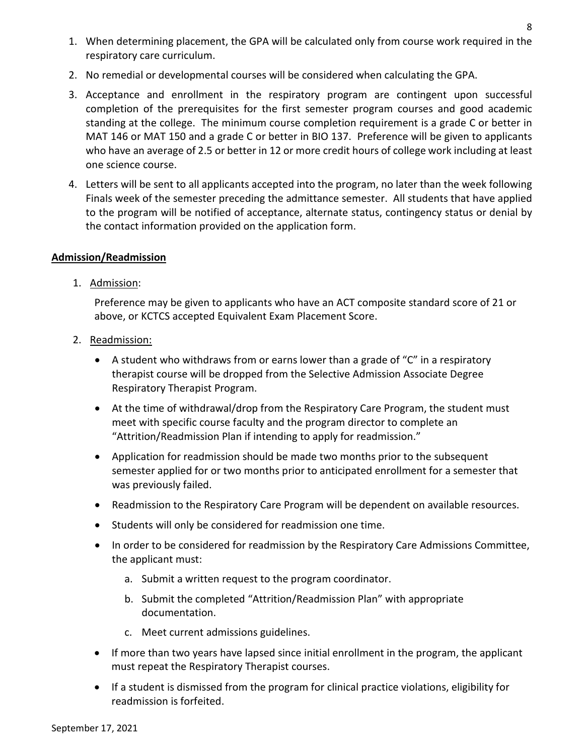1. When determining placement, the GPA will be calculated only from course work required in the respiratory care curriculum.
2. No remedial or developmental courses will be considered when calculating the GPA.
3. Acceptance and enrollment in the respiratory program are contingent upon successful completion of the prerequisites for the first semester program courses and good academic standing at the college. The minimum course completion requirement is a grade C or better in MAT 146 or MAT 150 and a grade C or better in BIO 137. Preference will be given to applicants who have an average of 2.5 or better in 12 or more credit hours of college work including at least one science course.
4. Letters will be sent to all applicants accepted into the program, no later than the week following Finals week of the semester preceding the admittance semester. All students that have applied to the program will be notified of acceptance, alternate status, contingency status or denial by the contact information provided on the application form.

## Admission/Readmission

1. <u>Admission</u>:

   Preference may be given to applicants who have an ACT composite standard score of 21 or above, or KCTCS accepted Equivalent Exam Placement Score.

2. <u>Readmission:</u>

   - A student who withdraws from or earns lower than a grade of "C" in a respiratory therapist course will be dropped from the Selective Admission Associate Degree Respiratory Therapist Program.
   - At the time of withdrawal/drop from the Respiratory Care Program, the student must meet with specific course faculty and the program director to complete an "Attrition/Readmission Plan if intending to apply for readmission."
   - Application for readmission should be made two months prior to the subsequent semester applied for or two months prior to anticipated enrollment for a semester that was previously failed.
   - Readmission to the Respiratory Care Program will be dependent on available resources.
   - Students will only be considered for readmission one time.
   - In order to be considered for readmission by the Respiratory Care Admissions Committee, the applicant must:
     a. Submit a written request to the program coordinator.
     b. Submit the completed "Attrition/Readmission Plan" with appropriate documentation.
     c. Meet current admissions guidelines.
   - If more than two years have lapsed since initial enrollment in the program, the applicant must repeat the Respiratory Therapist courses.
   - If a student is dismissed from the program for clinical practice violations, eligibility for readmission is forfeited.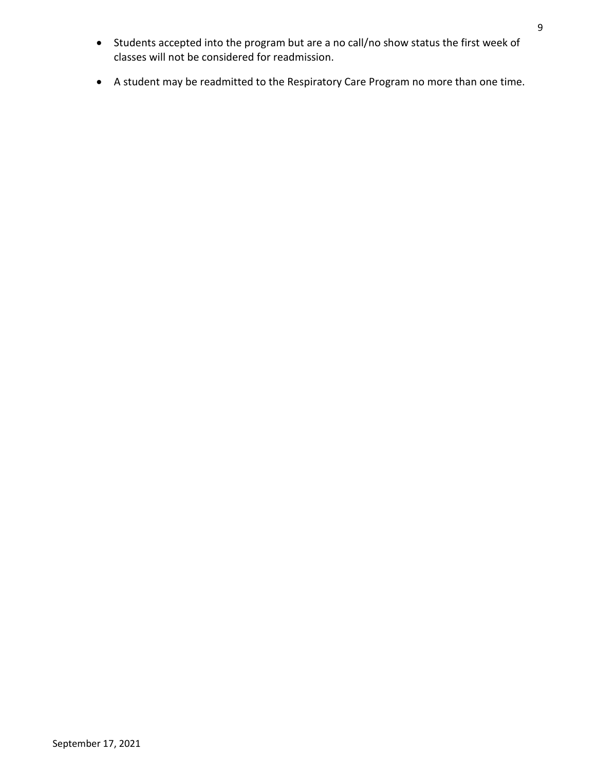- Students accepted into the program but are a no call/no show status the first week of classes will not be considered for readmission.
- A student may be readmitted to the Respiratory Care Program no more than one time.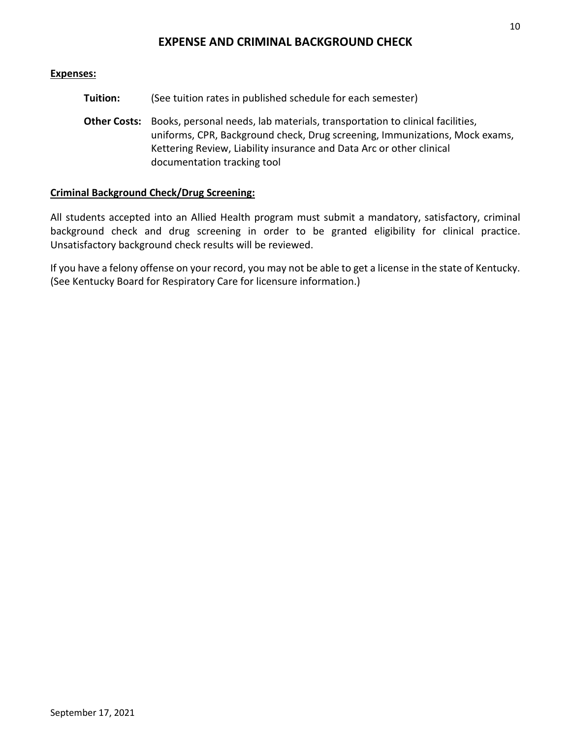# EXPENSE AND CRIMINAL BACKGROUND CHECK

**Expenses:**

**Tuition:** (See tuition rates in published schedule for each semester)

**Other Costs:** Books, personal needs, lab materials, transportation to clinical facilities, uniforms, CPR, Background check, Drug screening, Immunizations, Mock exams, Kettering Review, Liability insurance and Data Arc or other clinical documentation tracking tool

**Criminal Background Check/Drug Screening:**

All students accepted into an Allied Health program must submit a mandatory, satisfactory, criminal background check and drug screening in order to be granted eligibility for clinical practice. Unsatisfactory background check results will be reviewed.

If you have a felony offense on your record, you may not be able to get a license in the state of Kentucky. (See Kentucky Board for Respiratory Care for licensure information.)

September 17, 2021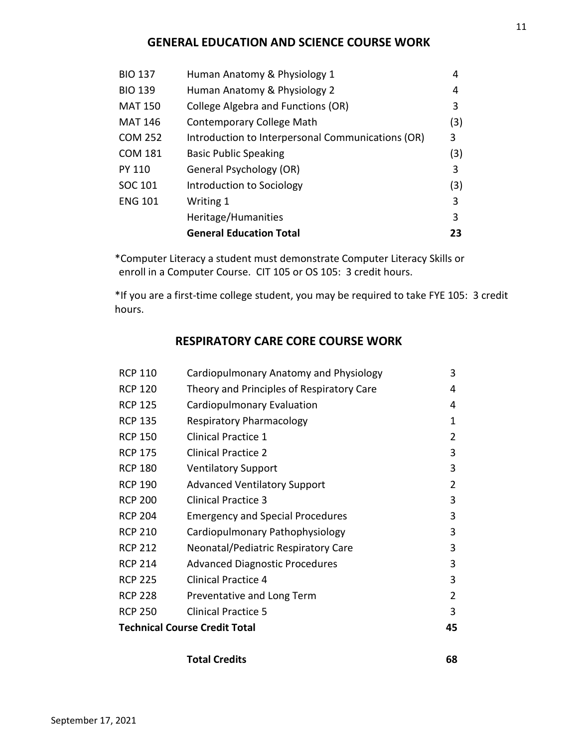## GENERAL EDUCATION AND SCIENCE COURSE WORK

| | | |
|---|---|---|
| BIO 137 | Human Anatomy & Physiology 1 | 4 |
| BIO 139 | Human Anatomy & Physiology 2 | 4 |
| MAT 150 | College Algebra and Functions (OR) | 3 |
| MAT 146 | Contemporary College Math | (3) |
| COM 252 | Introduction to Interpersonal Communications (OR) | 3 |
| COM 181 | Basic Public Speaking | (3) |
| PY 110 | General Psychology (OR) | 3 |
| SOC 101 | Introduction to Sociology | (3) |
| ENG 101 | Writing 1 | 3 |
| | Heritage/Humanities | 3 |
| | **General Education Total** | **23** |

*Computer Literacy a student must demonstrate Computer Literacy Skills or enroll in a Computer Course. CIT 105 or OS 105: 3 credit hours.

*If you are a first-time college student, you may be required to take FYE 105: 3 credit hours.

## RESPIRATORY CARE CORE COURSE WORK

| | | |
|---|---|---|
| RCP 110 | Cardiopulmonary Anatomy and Physiology | 3 |
| RCP 120 | Theory and Principles of Respiratory Care | 4 |
| RCP 125 | Cardiopulmonary Evaluation | 4 |
| RCP 135 | Respiratory Pharmacology | 1 |
| RCP 150 | Clinical Practice 1 | 2 |
| RCP 175 | Clinical Practice 2 | 3 |
| RCP 180 | Ventilatory Support | 3 |
| RCP 190 | Advanced Ventilatory Support | 2 |
| RCP 200 | Clinical Practice 3 | 3 |
| RCP 204 | Emergency and Special Procedures | 3 |
| RCP 210 | Cardiopulmonary Pathophysiology | 3 |
| RCP 212 | Neonatal/Pediatric Respiratory Care | 3 |
| RCP 214 | Advanced Diagnostic Procedures | 3 |
| RCP 225 | Clinical Practice 4 | 3 |
| RCP 228 | Preventative and Long Term | 2 |
| RCP 250 | Clinical Practice 5 | 3 |
| **Technical Course Credit Total** | | **45** |
| | **Total Credits** | **68** |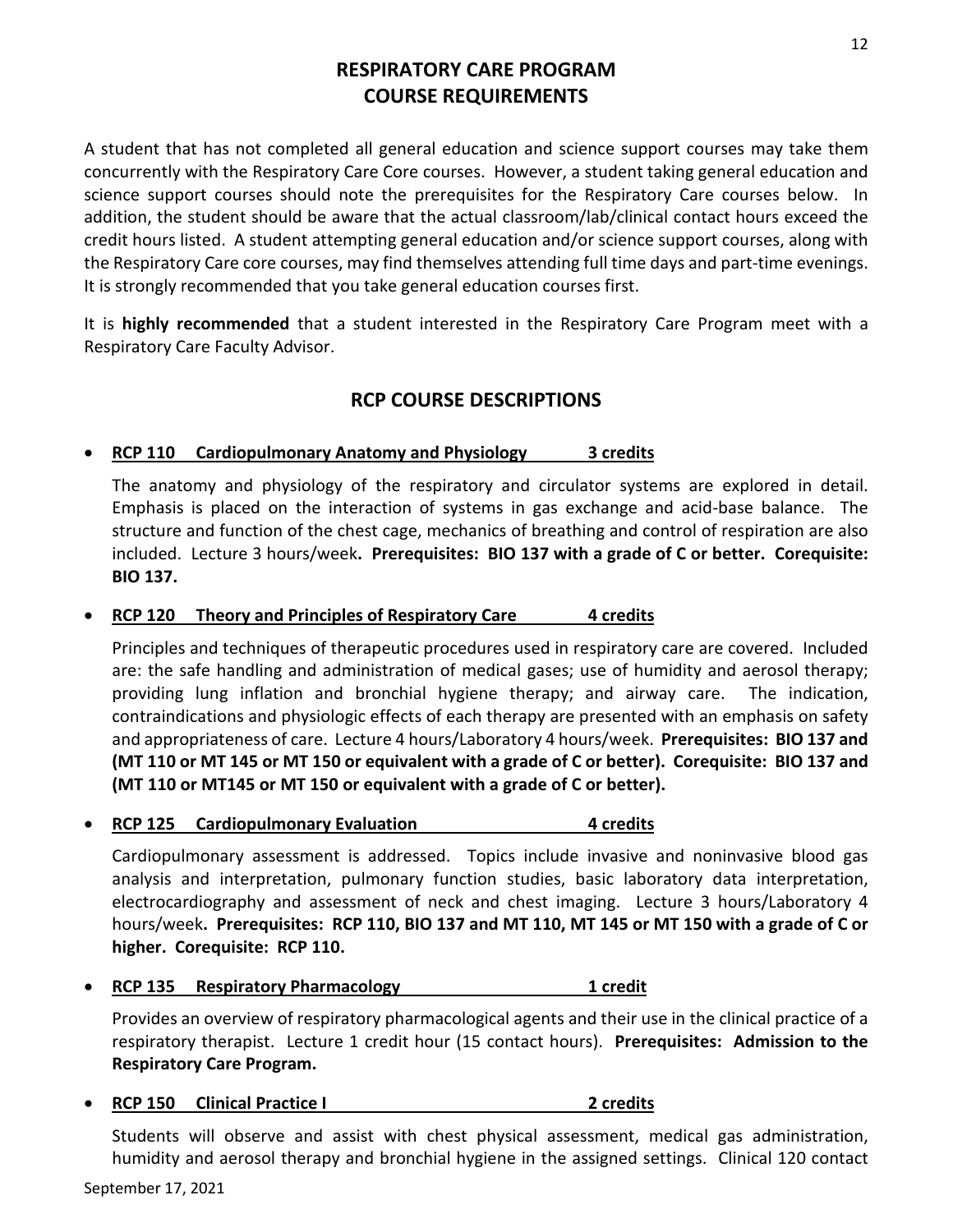# RESPIRATORY CARE PROGRAM
# COURSE REQUIREMENTS

A student that has not completed all general education and science support courses may take them concurrently with the Respiratory Care Core courses. However, a student taking general education and science support courses should note the prerequisites for the Respiratory Care courses below. In addition, the student should be aware that the actual classroom/lab/clinical contact hours exceed the credit hours listed. A student attempting general education and/or science support courses, along with the Respiratory Care core courses, may find themselves attending full time days and part-time evenings. It is strongly recommended that you take general education courses first.

It is **highly recommended** that a student interested in the Respiratory Care Program meet with a Respiratory Care Faculty Advisor.

## RCP COURSE DESCRIPTIONS

- **RCP 110 Cardiopulmonary Anatomy and Physiology 3 credits**

  The anatomy and physiology of the respiratory and circulator systems are explored in detail. Emphasis is placed on the interaction of systems in gas exchange and acid-base balance. The structure and function of the chest cage, mechanics of breathing and control of respiration are also included. Lecture 3 hours/week**. Prerequisites: BIO 137 with a grade of C or better. Corequisite: BIO 137.**

- **RCP 120 Theory and Principles of Respiratory Care 4 credits**

  Principles and techniques of therapeutic procedures used in respiratory care are covered. Included are: the safe handling and administration of medical gases; use of humidity and aerosol therapy; providing lung inflation and bronchial hygiene therapy; and airway care. The indication, contraindications and physiologic effects of each therapy are presented with an emphasis on safety and appropriateness of care. Lecture 4 hours/Laboratory 4 hours/week. **Prerequisites: BIO 137 and (MT 110 or MT 145 or MT 150 or equivalent with a grade of C or better). Corequisite: BIO 137 and (MT 110 or MT145 or MT 150 or equivalent with a grade of C or better).**

- **RCP 125 Cardiopulmonary Evaluation 4 credits**

  Cardiopulmonary assessment is addressed. Topics include invasive and noninvasive blood gas analysis and interpretation, pulmonary function studies, basic laboratory data interpretation, electrocardiography and assessment of neck and chest imaging. Lecture 3 hours/Laboratory 4 hours/week**. Prerequisites: RCP 110, BIO 137 and MT 110, MT 145 or MT 150 with a grade of C or higher. Corequisite: RCP 110.**

- **RCP 135 Respiratory Pharmacology 1 credit**

  Provides an overview of respiratory pharmacological agents and their use in the clinical practice of a respiratory therapist. Lecture 1 credit hour (15 contact hours). **Prerequisites: Admission to the Respiratory Care Program.**

- **RCP 150 Clinical Practice I 2 credits**

  Students will observe and assist with chest physical assessment, medical gas administration, humidity and aerosol therapy and bronchial hygiene in the assigned settings. Clinical 120 contact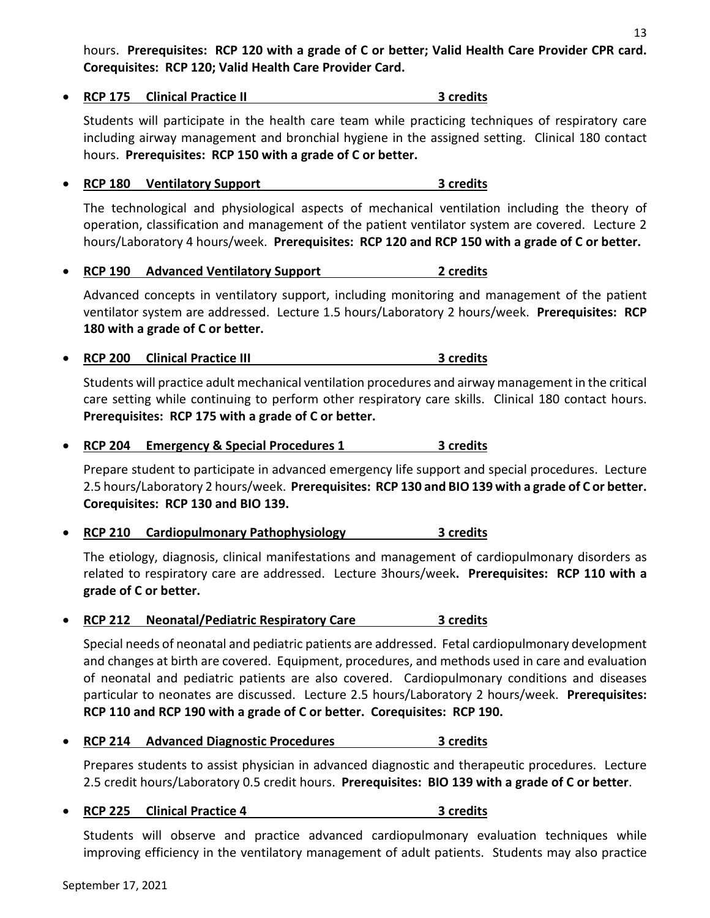hours. **Prerequisites: RCP 120 with a grade of C or better; Valid Health Care Provider CPR card. Corequisites: RCP 120; Valid Health Care Provider Card.**

- **RCP 175 Clinical Practice II 3 credits**

  Students will participate in the health care team while practicing techniques of respiratory care including airway management and bronchial hygiene in the assigned setting. Clinical 180 contact hours. **Prerequisites: RCP 150 with a grade of C or better.**

- **RCP 180 Ventilatory Support 3 credits**

  The technological and physiological aspects of mechanical ventilation including the theory of operation, classification and management of the patient ventilator system are covered. Lecture 2 hours/Laboratory 4 hours/week. **Prerequisites: RCP 120 and RCP 150 with a grade of C or better.**

- **RCP 190 Advanced Ventilatory Support 2 credits**

  Advanced concepts in ventilatory support, including monitoring and management of the patient ventilator system are addressed. Lecture 1.5 hours/Laboratory 2 hours/week. **Prerequisites: RCP 180 with a grade of C or better.**

- **RCP 200 Clinical Practice III 3 credits**

  Students will practice adult mechanical ventilation procedures and airway management in the critical care setting while continuing to perform other respiratory care skills. Clinical 180 contact hours. **Prerequisites: RCP 175 with a grade of C or better.**

- **RCP 204 Emergency & Special Procedures 1 3 credits**

  Prepare student to participate in advanced emergency life support and special procedures. Lecture 2.5 hours/Laboratory 2 hours/week. **Prerequisites: RCP 130 and BIO 139 with a grade of C or better. Corequisites: RCP 130 and BIO 139.**

- **RCP 210 Cardiopulmonary Pathophysiology 3 credits**

  The etiology, diagnosis, clinical manifestations and management of cardiopulmonary disorders as related to respiratory care are addressed. Lecture 3hours/week**. Prerequisites: RCP 110 with a grade of C or better.**

- **RCP 212 Neonatal/Pediatric Respiratory Care 3 credits**

  Special needs of neonatal and pediatric patients are addressed. Fetal cardiopulmonary development and changes at birth are covered. Equipment, procedures, and methods used in care and evaluation of neonatal and pediatric patients are also covered. Cardiopulmonary conditions and diseases particular to neonates are discussed. Lecture 2.5 hours/Laboratory 2 hours/week. **Prerequisites: RCP 110 and RCP 190 with a grade of C or better. Corequisites: RCP 190.**

- **RCP 214 Advanced Diagnostic Procedures 3 credits**

  Prepares students to assist physician in advanced diagnostic and therapeutic procedures. Lecture 2.5 credit hours/Laboratory 0.5 credit hours. **Prerequisites: BIO 139 with a grade of C or better**.

- **RCP 225 Clinical Practice 4 3 credits**

  Students will observe and practice advanced cardiopulmonary evaluation techniques while improving efficiency in the ventilatory management of adult patients. Students may also practice

September 17, 2021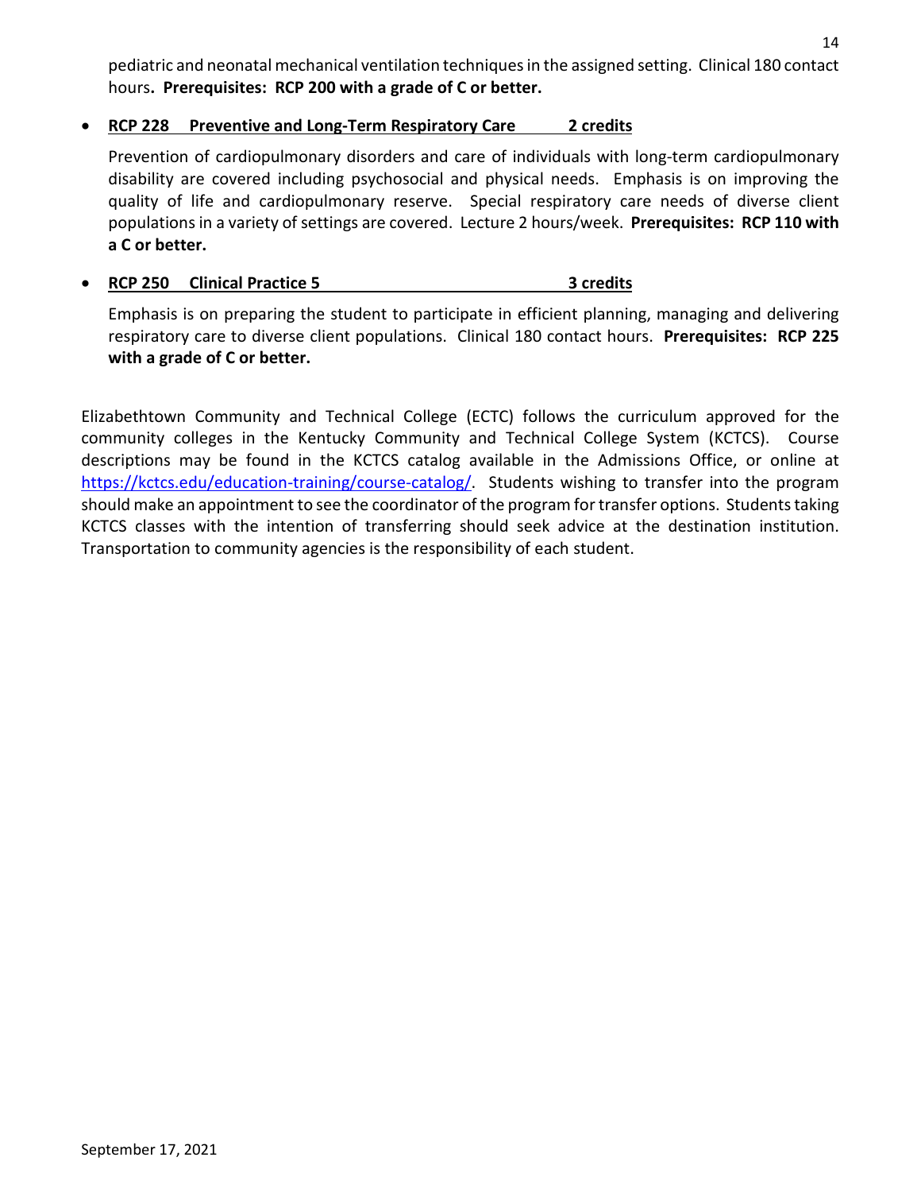pediatric and neonatal mechanical ventilation techniques in the assigned setting. Clinical 180 contact hours**. Prerequisites: RCP 200 with a grade of C or better.**

- **RCP 228 Preventive and Long-Term Respiratory Care 2 credits**

  Prevention of cardiopulmonary disorders and care of individuals with long-term cardiopulmonary disability are covered including psychosocial and physical needs. Emphasis is on improving the quality of life and cardiopulmonary reserve. Special respiratory care needs of diverse client populations in a variety of settings are covered. Lecture 2 hours/week. **Prerequisites: RCP 110 with a C or better.**

- **RCP 250 Clinical Practice 5 3 credits**

  Emphasis is on preparing the student to participate in efficient planning, managing and delivering respiratory care to diverse client populations. Clinical 180 contact hours. **Prerequisites: RCP 225 with a grade of C or better.**

Elizabethtown Community and Technical College (ECTC) follows the curriculum approved for the community colleges in the Kentucky Community and Technical College System (KCTCS). Course descriptions may be found in the KCTCS catalog available in the Admissions Office, or online at https://kctcs.edu/education-training/course-catalog/. Students wishing to transfer into the program should make an appointment to see the coordinator of the program for transfer options. Students taking KCTCS classes with the intention of transferring should seek advice at the destination institution. Transportation to community agencies is the responsibility of each student.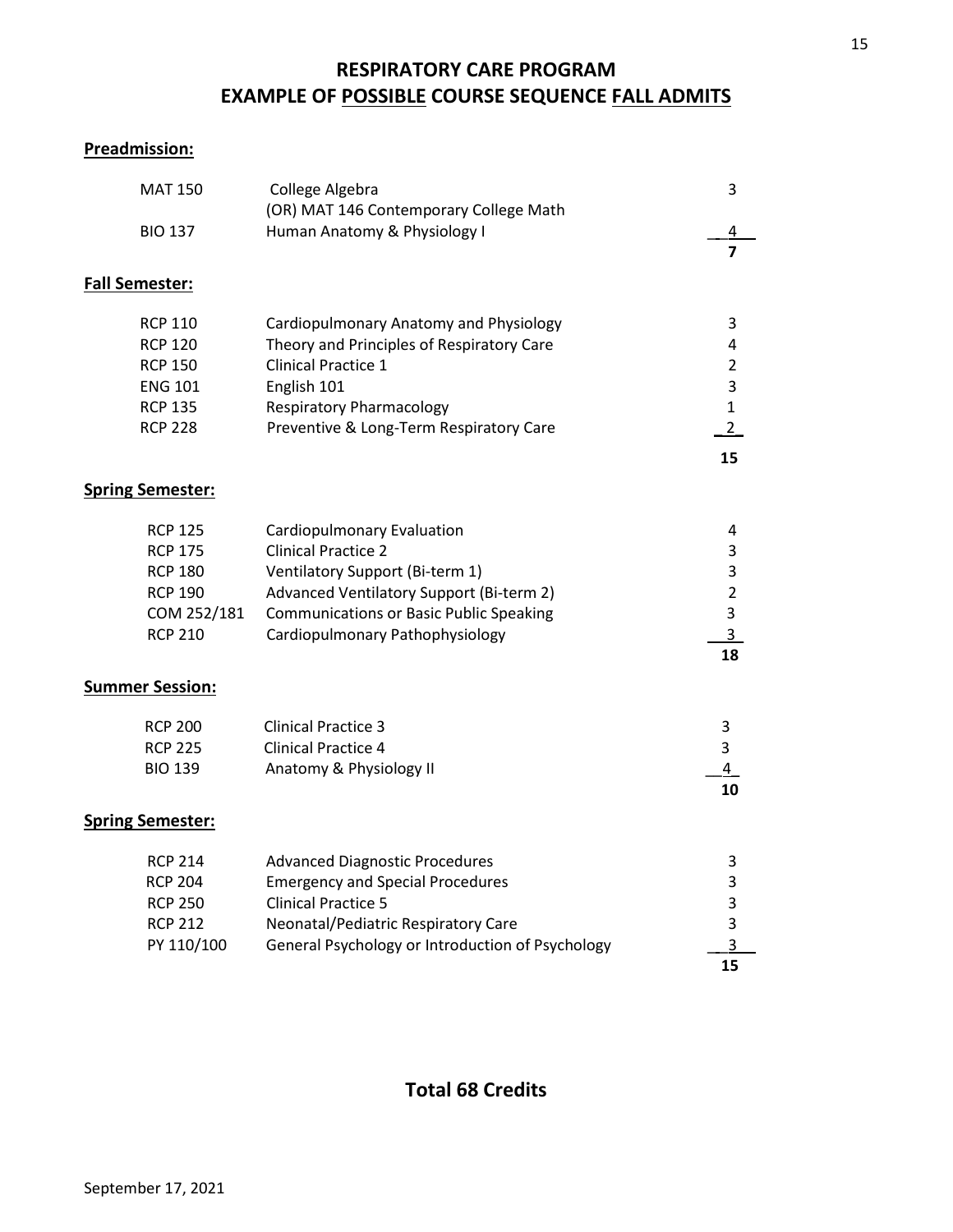# RESPIRATORY CARE PROGRAM
# EXAMPLE OF POSSIBLE COURSE SEQUENCE FALL ADMITS

## Preadmission:

| | | |
|---|---|---|
| MAT 150 | College Algebra<br>(OR) MAT 146 Contemporary College Math | 3 |
| BIO 137 | Human Anatomy & Physiology I | 4 |
| | | **7** |

## Fall Semester:

| | | |
|---|---|---|
| RCP 110 | Cardiopulmonary Anatomy and Physiology | 3 |
| RCP 120 | Theory and Principles of Respiratory Care | 4 |
| RCP 150 | Clinical Practice 1 | 2 |
| ENG 101 | English 101 | 3 |
| RCP 135 | Respiratory Pharmacology | 1 |
| RCP 228 | Preventive & Long-Term Respiratory Care | 2 |
| | | **15** |

## Spring Semester:

| | | |
|---|---|---|
| RCP 125 | Cardiopulmonary Evaluation | 4 |
| RCP 175 | Clinical Practice 2 | 3 |
| RCP 180 | Ventilatory Support (Bi-term 1) | 3 |
| RCP 190 | Advanced Ventilatory Support (Bi-term 2) | 2 |
| COM 252/181 | Communications or Basic Public Speaking | 3 |
| RCP 210 | Cardiopulmonary Pathophysiology | 3 |
| | | **18** |

## Summer Session:

| | | |
|---|---|---|
| RCP 200 | Clinical Practice 3 | 3 |
| RCP 225 | Clinical Practice 4 | 3 |
| BIO 139 | Anatomy & Physiology II | 4 |
| | | **10** |

## Spring Semester:

| | | |
|---|---|---|
| RCP 214 | Advanced Diagnostic Procedures | 3 |
| RCP 204 | Emergency and Special Procedures | 3 |
| RCP 250 | Clinical Practice 5 | 3 |
| RCP 212 | Neonatal/Pediatric Respiratory Care | 3 |
| PY 110/100 | General Psychology or Introduction of Psychology | 3 |
| | | **15** |

## Total 68 Credits

September 17, 2021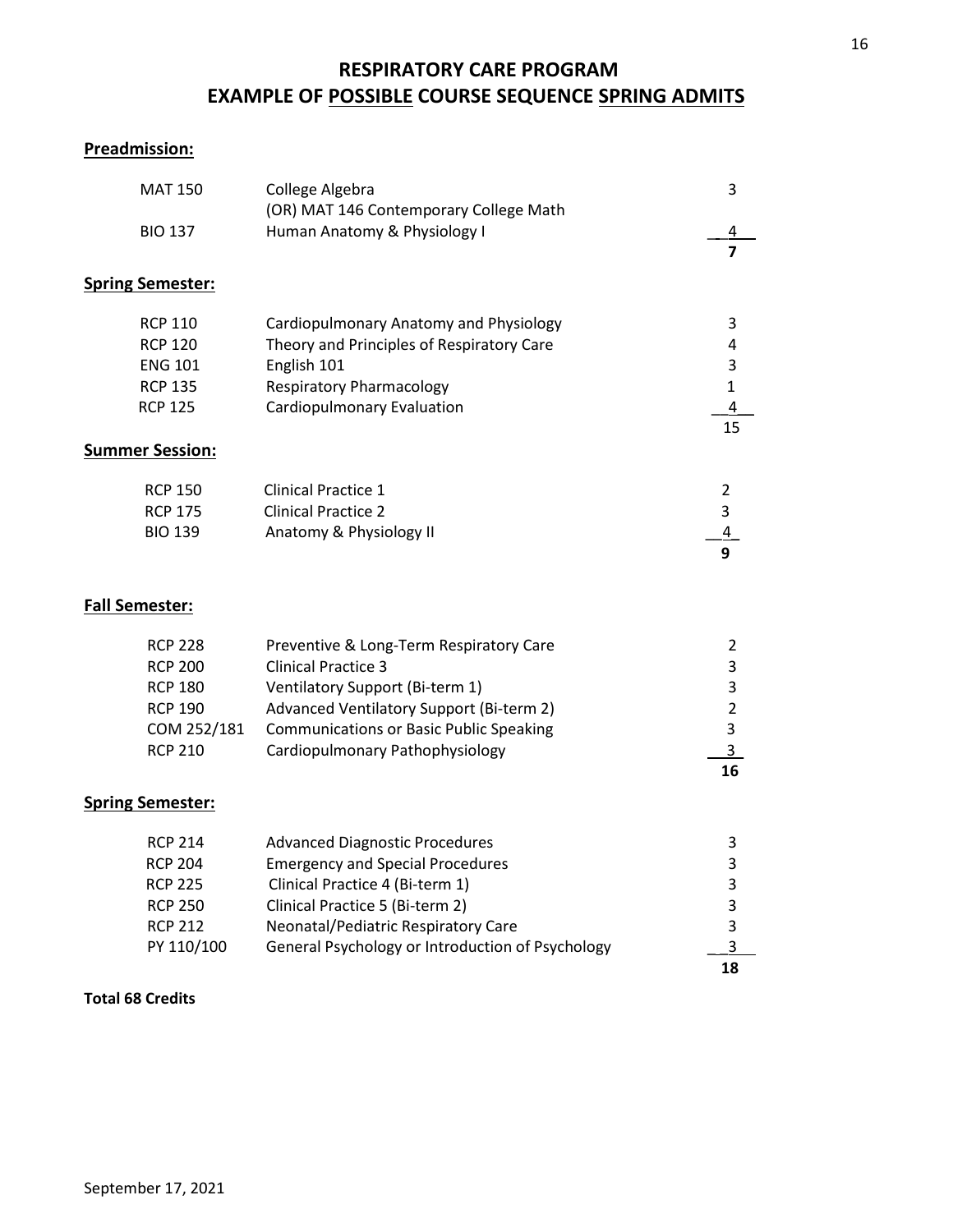# RESPIRATORY CARE PROGRAM
## EXAMPLE OF POSSIBLE COURSE SEQUENCE SPRING ADMITS

**Preadmission:**

| | | |
|---|---|---|
| MAT 150 | College Algebra<br>(OR) MAT 146 Contemporary College Math | 3 |
| BIO 137 | Human Anatomy & Physiology I | 4 |
| | | **7** |

**Spring Semester:**

| | | |
|---|---|---|
| RCP 110 | Cardiopulmonary Anatomy and Physiology | 3 |
| RCP 120 | Theory and Principles of Respiratory Care | 4 |
| ENG 101 | English 101 | 3 |
| RCP 135 | Respiratory Pharmacology | 1 |
| RCP 125 | Cardiopulmonary Evaluation | 4 |
| | | 15 |

**Summer Session:**

| | | |
|---|---|---|
| RCP 150 | Clinical Practice 1 | 2 |
| RCP 175 | Clinical Practice 2 | 3 |
| BIO 139 | Anatomy & Physiology II | 4 |
| | | **9** |

**Fall Semester:**

| | | |
|---|---|---|
| RCP 228 | Preventive & Long-Term Respiratory Care | 2 |
| RCP 200 | Clinical Practice 3 | 3 |
| RCP 180 | Ventilatory Support (Bi-term 1) | 3 |
| RCP 190 | Advanced Ventilatory Support (Bi-term 2) | 2 |
| COM 252/181 | Communications or Basic Public Speaking | 3 |
| RCP 210 | Cardiopulmonary Pathophysiology | 3 |
| | | **16** |

**Spring Semester:**

| | | |
|---|---|---|
| RCP 214 | Advanced Diagnostic Procedures | 3 |
| RCP 204 | Emergency and Special Procedures | 3 |
| RCP 225 | Clinical Practice 4 (Bi-term 1) | 3 |
| RCP 250 | Clinical Practice 5 (Bi-term 2) | 3 |
| RCP 212 | Neonatal/Pediatric Respiratory Care | 3 |
| PY 110/100 | General Psychology or Introduction of Psychology | 3 |
| | | **18** |

**Total 68 Credits**

September 17, 2021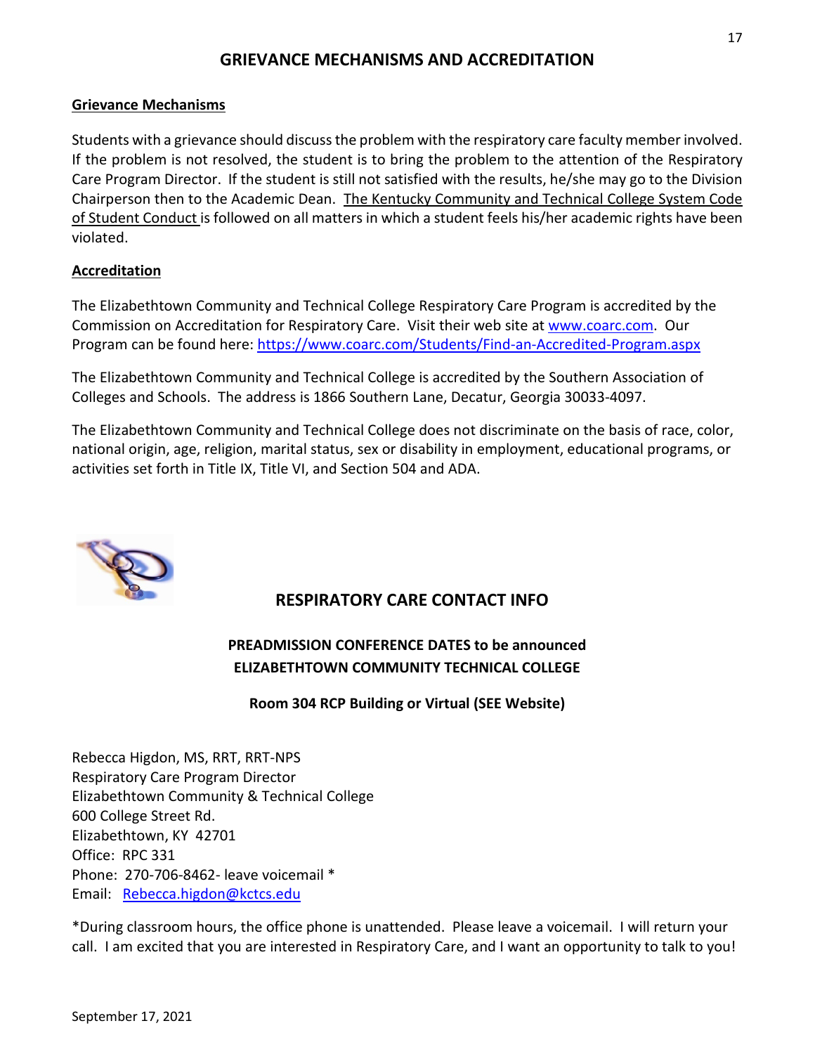# GRIEVANCE MECHANISMS AND ACCREDITATION

## Grievance Mechanisms

Students with a grievance should discuss the problem with the respiratory care faculty member involved. If the problem is not resolved, the student is to bring the problem to the attention of the Respiratory Care Program Director. If the student is still not satisfied with the results, he/she may go to the Division Chairperson then to the Academic Dean. The Kentucky Community and Technical College System Code of Student Conduct is followed on all matters in which a student feels his/her academic rights have been violated.

## Accreditation

The Elizabethtown Community and Technical College Respiratory Care Program is accredited by the Commission on Accreditation for Respiratory Care. Visit their web site at www.coarc.com. Our Program can be found here: https://www.coarc.com/Students/Find-an-Accredited-Program.aspx

The Elizabethtown Community and Technical College is accredited by the Southern Association of Colleges and Schools. The address is 1866 Southern Lane, Decatur, Georgia 30033-4097.

The Elizabethtown Community and Technical College does not discriminate on the basis of race, color, national origin, age, religion, marital status, sex or disability in employment, educational programs, or activities set forth in Title IX, Title VI, and Section 504 and ADA.

# RESPIRATORY CARE CONTACT INFO

**PREADMISSION CONFERENCE DATES to be announced**
**ELIZABETHTOWN COMMUNITY TECHNICAL COLLEGE**

**Room 304 RCP Building or Virtual (SEE Website)**

Rebecca Higdon, MS, RRT, RRT-NPS
Respiratory Care Program Director
Elizabethtown Community & Technical College
600 College Street Rd.
Elizabethtown, KY 42701
Office: RPC 331
Phone: 270-706-8462- leave voicemail *
Email: Rebecca.higdon@kctcs.edu

*During classroom hours, the office phone is unattended. Please leave a voicemail. I will return your call. I am excited that you are interested in Respiratory Care, and I want an opportunity to talk to you!

September 17, 2021